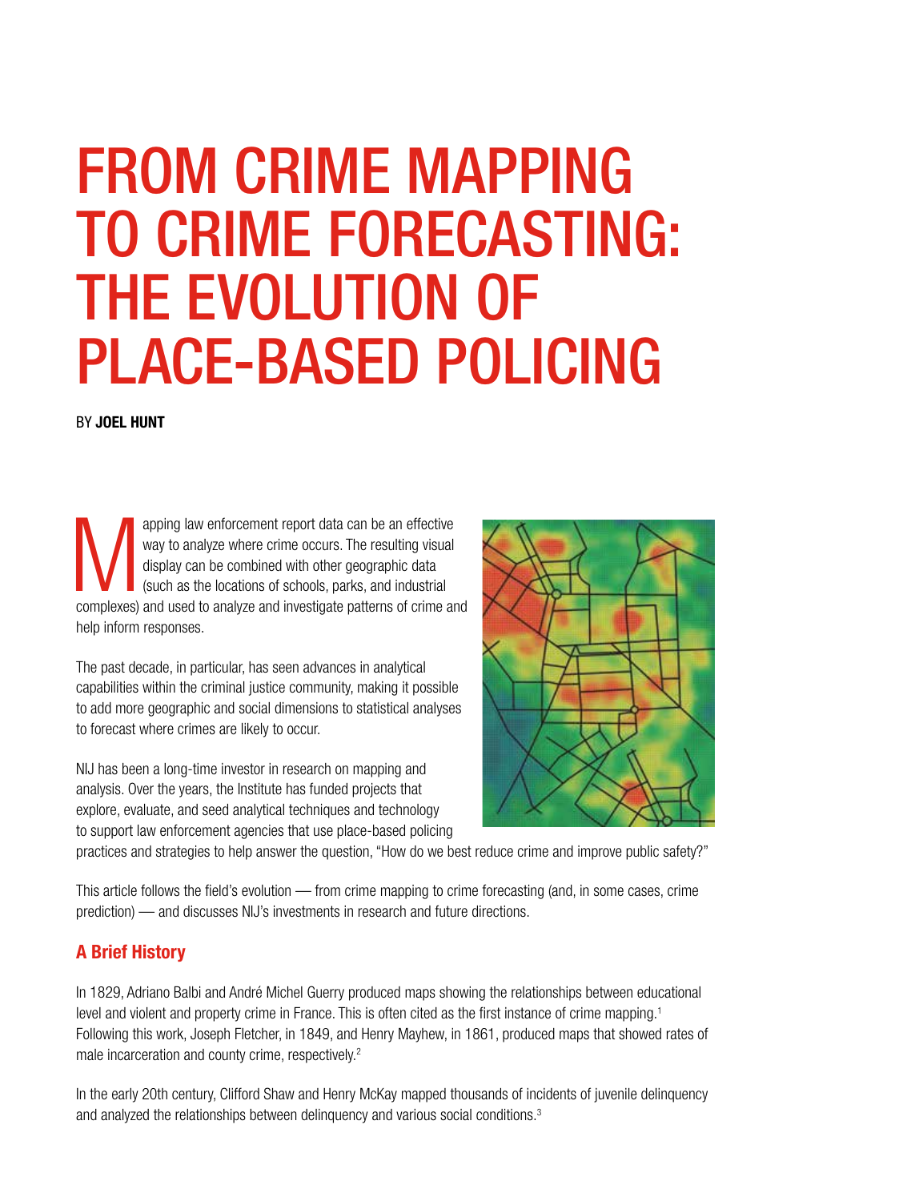# FROM CRIME MAPPING TO CRIME FORECASTING: THE EVOLUTION OF PLACE-BASED POLICING

BY **JOEL HUNT**

Mapping law enforcement report data can be an effective way to analyze where crime occurs. The resulting visual display can be combined with other geographic data (such as the locations of schools, parks, and industrial complexes) and used to analyze and investigate patterns of crime and help inform responses.

The past decade, in particular, has seen advances in analytical capabilities within the criminal justice community, making it possible to add more geographic and social dimensions to statistical analyses to forecast where crimes are likely to occur.

NIJ has been a long-time investor in research on mapping and analysis. Over the years, the Institute has funded projects that explore, evaluate, and seed analytical techniques and technology to support law enforcement agencies that use place-based policing practices and strategies to help answer the question, "How do we best reduce crime and improve public safety?"

This article follows the field's evolution — from crime mapping to crime forecasting (and, in some cases, crime prediction) — and discusses NIJ's investments in research and future directions.

## A Brief History

In 1829, Adriano Balbi and André Michel Guerry produced maps showing the relationships between educational level and violent and property crime in France. This is often cited as the first instance of crime mapping.[1] Following this work, Joseph Fletcher, in 1849, and Henry Mayhew, in 1861, produced maps that showed rates of male incarceration and county crime, respectively.[2]

In the early 20th century, Clifford Shaw and Henry McKay mapped thousands of incidents of juvenile delinquency and analyzed the relationships between delinquency and various social conditions.[3]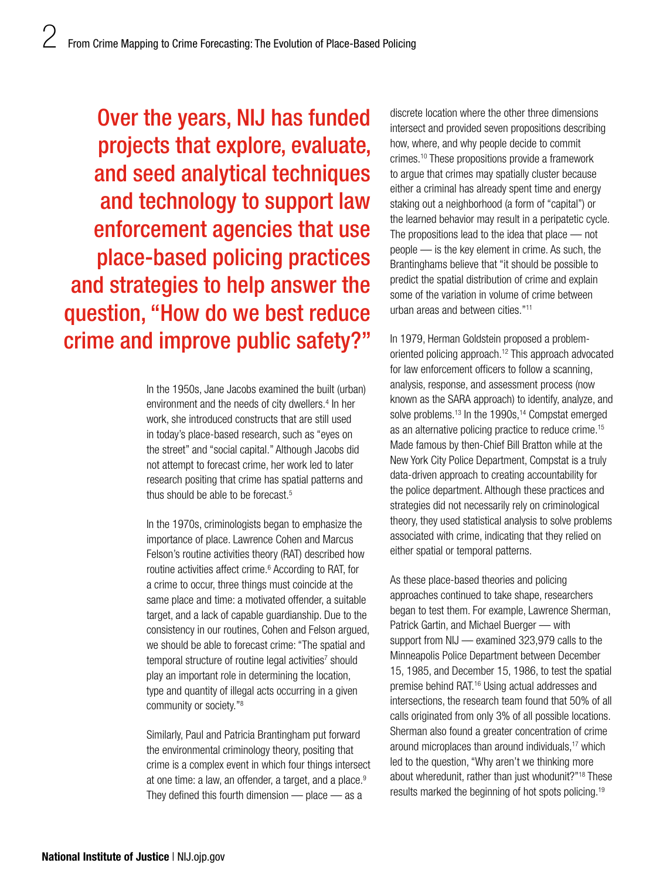**Over the years, NIJ has funded projects that explore, evaluate, and seed analytical techniques and technology to support law enforcement agencies that use place-based policing practices and strategies to help answer the question, "How do we best reduce crime and improve public safety?"**

In the 1950s, Jane Jacobs examined the built (urban) environment and the needs of city dwellers.[4] In her work, she introduced constructs that are still used in today's place-based research, such as "eyes on the street" and "social capital." Although Jacobs did not attempt to forecast crime, her work led to later research positing that crime has spatial patterns and thus should be able to be forecast.[5]

In the 1970s, criminologists began to emphasize the importance of place. Lawrence Cohen and Marcus Felson's routine activities theory (RAT) described how routine activities affect crime.[6] According to RAT, for a crime to occur, three things must coincide at the same place and time: a motivated offender, a suitable target, and a lack of capable guardianship. Due to the consistency in our routines, Cohen and Felson argued, we should be able to forecast crime: "The spatial and temporal structure of routine legal activities[7] should play an important role in determining the location, type and quantity of illegal acts occurring in a given community or society."[8]

Similarly, Paul and Patricia Brantingham put forward the environmental criminology theory, positing that crime is a complex event in which four things intersect at one time: a law, an offender, a target, and a place.[9] They defined this fourth dimension — place — as a discrete location where the other three dimensions intersect and provided seven propositions describing how, where, and why people decide to commit crimes.[10] These propositions provide a framework to argue that crimes may spatially cluster because either a criminal has already spent time and energy staking out a neighborhood (a form of "capital") or the learned behavior may result in a peripatetic cycle. The propositions lead to the idea that place — not people — is the key element in crime. As such, the Brantinghams believe that "it should be possible to predict the spatial distribution of crime and explain some of the variation in volume of crime between urban areas and between cities."[11]

In 1979, Herman Goldstein proposed a problem-oriented policing approach.[12] This approach advocated for law enforcement officers to follow a scanning, analysis, response, and assessment process (now known as the SARA approach) to identify, analyze, and solve problems.[13] In the 1990s,[14] Compstat emerged as an alternative policing practice to reduce crime.[15] Made famous by then-Chief Bill Bratton while at the New York City Police Department, Compstat is a truly data-driven approach to creating accountability for the police department. Although these practices and strategies did not necessarily rely on criminological theory, they used statistical analysis to solve problems associated with crime, indicating that they relied on either spatial or temporal patterns.

As these place-based theories and policing approaches continued to take shape, researchers began to test them. For example, Lawrence Sherman, Patrick Gartin, and Michael Buerger — with support from NIJ — examined 323,979 calls to the Minneapolis Police Department between December 15, 1985, and December 15, 1986, to test the spatial premise behind RAT.[16] Using actual addresses and intersections, the research team found that 50% of all calls originated from only 3% of all possible locations. Sherman also found a greater concentration of crime around microplaces than around individuals,[17] which led to the question, "Why aren't we thinking more about wheredunit, rather than just whodunit?"[18] These results marked the beginning of hot spots policing.[19]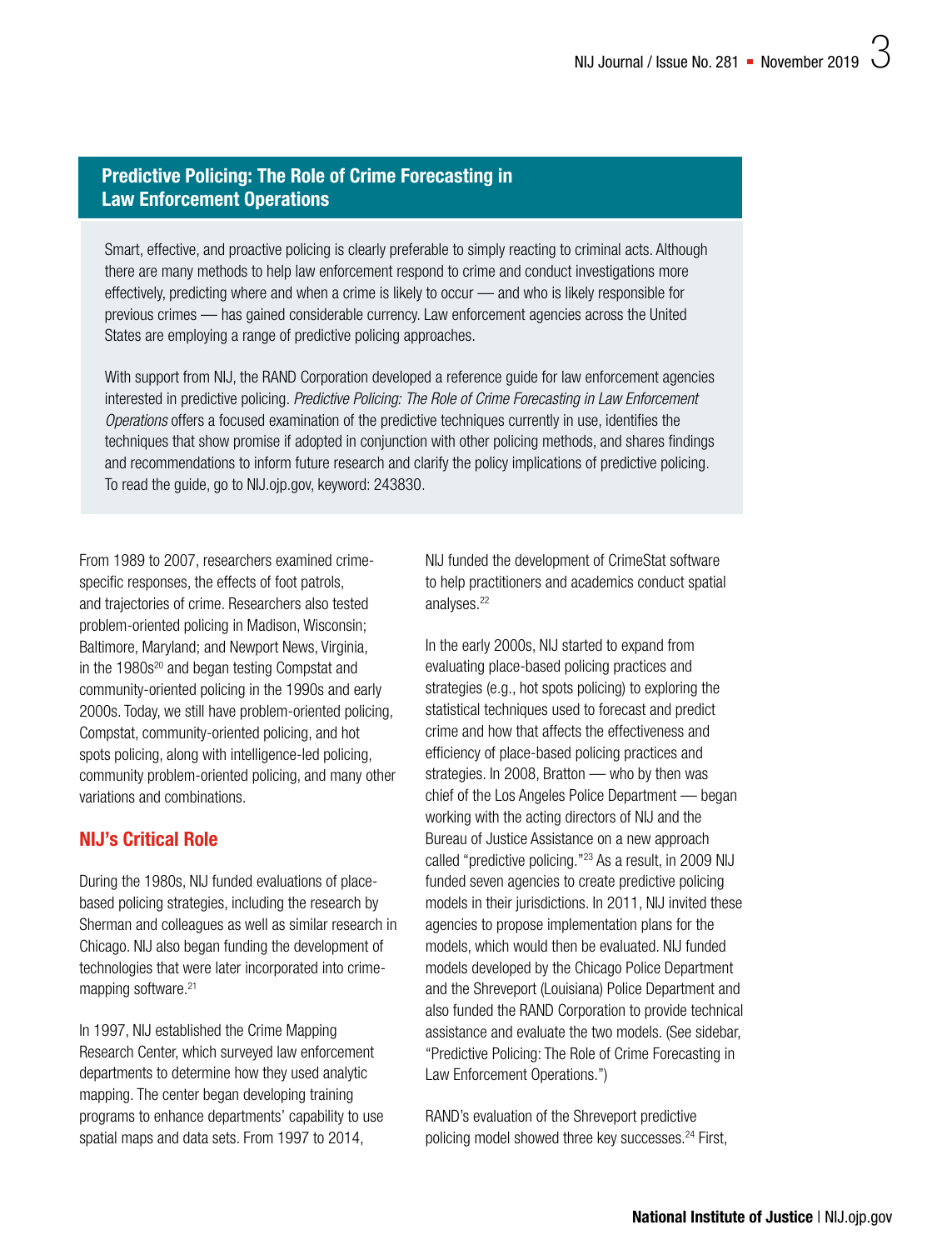## Predictive Policing: The Role of Crime Forecasting in Law Enforcement Operations

Smart, effective, and proactive policing is clearly preferable to simply reacting to criminal acts. Although there are many methods to help law enforcement respond to crime and conduct investigations more effectively, predicting where and when a crime is likely to occur — and who is likely responsible for previous crimes — has gained considerable currency. Law enforcement agencies across the United States are employing a range of predictive policing approaches.

With support from NIJ, the RAND Corporation developed a reference guide for law enforcement agencies interested in predictive policing. *Predictive Policing: The Role of Crime Forecasting in Law Enforcement Operations* offers a focused examination of the predictive techniques currently in use, identifies the techniques that show promise if adopted in conjunction with other policing methods, and shares findings and recommendations to inform future research and clarify the policy implications of predictive policing. To read the guide, go to NIJ.ojp.gov, keyword: 243830.

From 1989 to 2007, researchers examined crime-specific responses, the effects of foot patrols, and trajectories of crime. Researchers also tested problem-oriented policing in Madison, Wisconsin; Baltimore, Maryland; and Newport News, Virginia, in the 1980s[20] and began testing Compstat and community-oriented policing in the 1990s and early 2000s. Today, we still have problem-oriented policing, Compstat, community-oriented policing, and hot spots policing, along with intelligence-led policing, community problem-oriented policing, and many other variations and combinations.

## NIJ's Critical Role

During the 1980s, NIJ funded evaluations of place-based policing strategies, including the research by Sherman and colleagues as well as similar research in Chicago. NIJ also began funding the development of technologies that were later incorporated into crime-mapping software.[21]

In 1997, NIJ established the Crime Mapping Research Center, which surveyed law enforcement departments to determine how they used analytic mapping. The center began developing training programs to enhance departments' capability to use spatial maps and data sets. From 1997 to 2014, NIJ funded the development of CrimeStat software to help practitioners and academics conduct spatial analyses.[22]

In the early 2000s, NIJ started to expand from evaluating place-based policing practices and strategies (e.g., hot spots policing) to exploring the statistical techniques used to forecast and predict crime and how that affects the effectiveness and efficiency of place-based policing practices and strategies. In 2008, Bratton — who by then was chief of the Los Angeles Police Department — began working with the acting directors of NIJ and the Bureau of Justice Assistance on a new approach called "predictive policing."[23] As a result, in 2009 NIJ funded seven agencies to create predictive policing models in their jurisdictions. In 2011, NIJ invited these agencies to propose implementation plans for the models, which would then be evaluated. NIJ funded models developed by the Chicago Police Department and the Shreveport (Louisiana) Police Department and also funded the RAND Corporation to provide technical assistance and evaluate the two models. (See sidebar, "Predictive Policing: The Role of Crime Forecasting in Law Enforcement Operations.")

RAND's evaluation of the Shreveport predictive policing model showed three key successes.[24] First,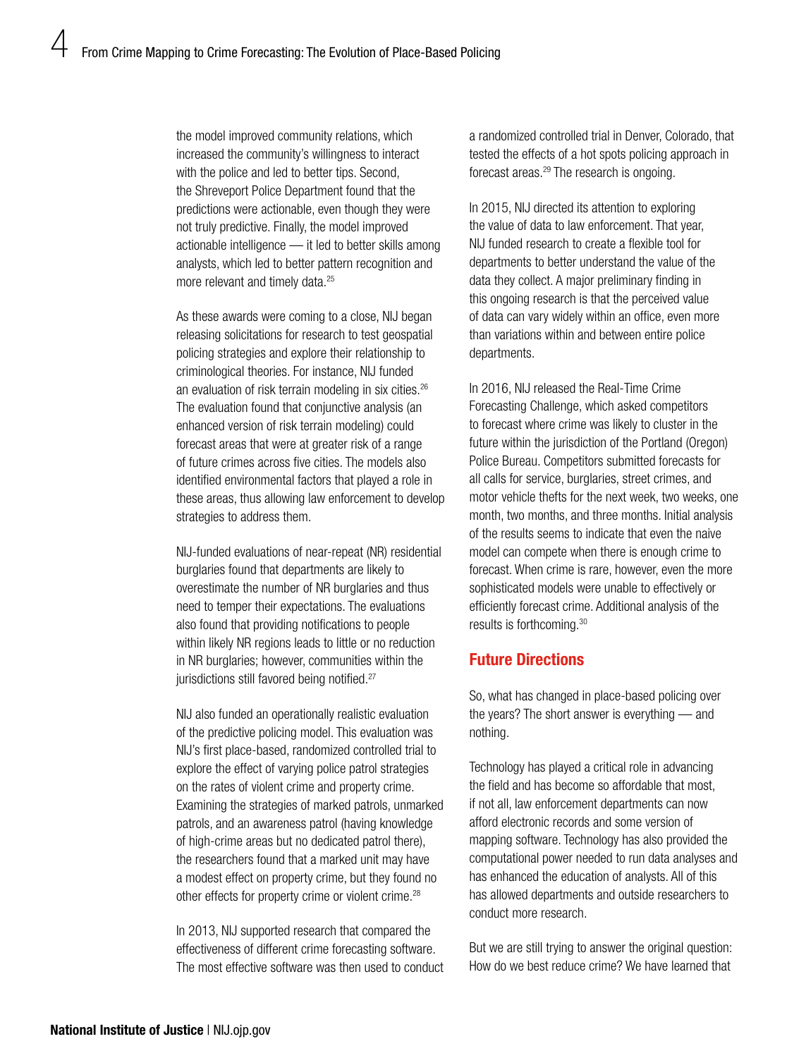the model improved community relations, which increased the community's willingness to interact with the police and led to better tips. Second, the Shreveport Police Department found that the predictions were actionable, even though they were not truly predictive. Finally, the model improved actionable intelligence — it led to better skills among analysts, which led to better pattern recognition and more relevant and timely data.[25]

As these awards were coming to a close, NIJ began releasing solicitations for research to test geospatial policing strategies and explore their relationship to criminological theories. For instance, NIJ funded an evaluation of risk terrain modeling in six cities.[26] The evaluation found that conjunctive analysis (an enhanced version of risk terrain modeling) could forecast areas that were at greater risk of a range of future crimes across five cities. The models also identified environmental factors that played a role in these areas, thus allowing law enforcement to develop strategies to address them.

NIJ-funded evaluations of near-repeat (NR) residential burglaries found that departments are likely to overestimate the number of NR burglaries and thus need to temper their expectations. The evaluations also found that providing notifications to people within likely NR regions leads to little or no reduction in NR burglaries; however, communities within the jurisdictions still favored being notified.[27]

NIJ also funded an operationally realistic evaluation of the predictive policing model. This evaluation was NIJ's first place-based, randomized controlled trial to explore the effect of varying police patrol strategies on the rates of violent crime and property crime. Examining the strategies of marked patrols, unmarked patrols, and an awareness patrol (having knowledge of high-crime areas but no dedicated patrol there), the researchers found that a marked unit may have a modest effect on property crime, but they found no other effects for property crime or violent crime.[28]

In 2013, NIJ supported research that compared the effectiveness of different crime forecasting software. The most effective software was then used to conduct a randomized controlled trial in Denver, Colorado, that tested the effects of a hot spots policing approach in forecast areas.[29] The research is ongoing.

In 2015, NIJ directed its attention to exploring the value of data to law enforcement. That year, NIJ funded research to create a flexible tool for departments to better understand the value of the data they collect. A major preliminary finding in this ongoing research is that the perceived value of data can vary widely within an office, even more than variations within and between entire police departments.

In 2016, NIJ released the Real-Time Crime Forecasting Challenge, which asked competitors to forecast where crime was likely to cluster in the future within the jurisdiction of the Portland (Oregon) Police Bureau. Competitors submitted forecasts for all calls for service, burglaries, street crimes, and motor vehicle thefts for the next week, two weeks, one month, two months, and three months. Initial analysis of the results seems to indicate that even the naive model can compete when there is enough crime to forecast. When crime is rare, however, even the more sophisticated models were unable to effectively or efficiently forecast crime. Additional analysis of the results is forthcoming.[30]

## Future Directions

So, what has changed in place-based policing over the years? The short answer is everything — and nothing.

Technology has played a critical role in advancing the field and has become so affordable that most, if not all, law enforcement departments can now afford electronic records and some version of mapping software. Technology has also provided the computational power needed to run data analyses and has enhanced the education of analysts. All of this has allowed departments and outside researchers to conduct more research.

But we are still trying to answer the original question: How do we best reduce crime? We have learned that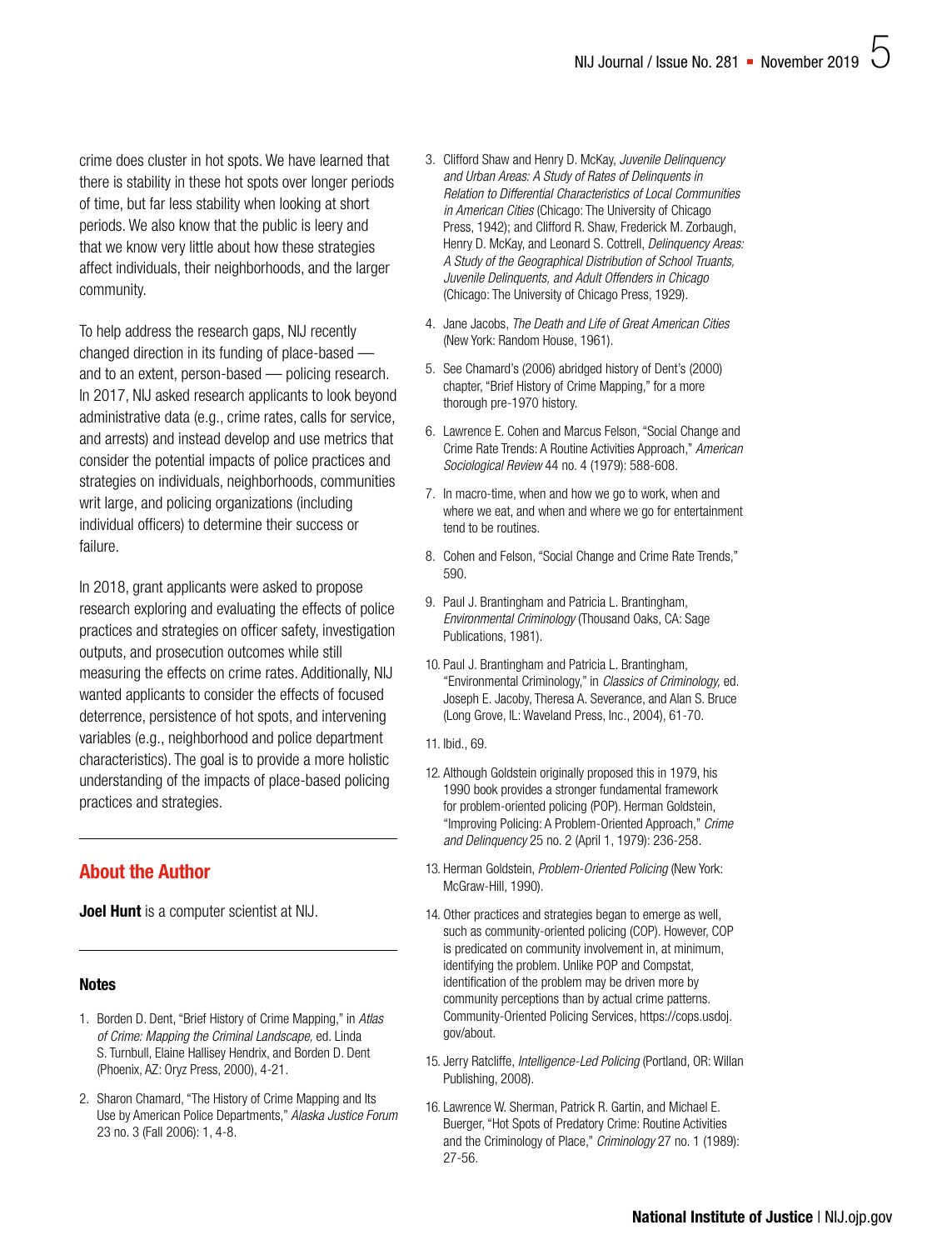crime does cluster in hot spots. We have learned that there is stability in these hot spots over longer periods of time, but far less stability when looking at short periods. We also know that the public is leery and that we know very little about how these strategies affect individuals, their neighborhoods, and the larger community.

To help address the research gaps, NIJ recently changed direction in its funding of place-based — and to an extent, person-based — policing research. In 2017, NIJ asked research applicants to look beyond administrative data (e.g., crime rates, calls for service, and arrests) and instead develop and use metrics that consider the potential impacts of police practices and strategies on individuals, neighborhoods, communities writ large, and policing organizations (including individual officers) to determine their success or failure.

In 2018, grant applicants were asked to propose research exploring and evaluating the effects of police practices and strategies on officer safety, investigation outputs, and prosecution outcomes while still measuring the effects on crime rates. Additionally, NIJ wanted applicants to consider the effects of focused deterrence, persistence of hot spots, and intervening variables (e.g., neighborhood and police department characteristics). The goal is to provide a more holistic understanding of the impacts of place-based policing practices and strategies.

## About the Author

**Joel Hunt** is a computer scientist at NIJ.

### Notes

1. Borden D. Dent, "Brief History of Crime Mapping," in *Atlas of Crime: Mapping the Criminal Landscape,* ed. Linda S. Turnbull, Elaine Hallisey Hendrix, and Borden D. Dent (Phoenix, AZ: Oryz Press, 2000), 4-21.
2. Sharon Chamard, "The History of Crime Mapping and Its Use by American Police Departments," *Alaska Justice Forum* 23 no. 3 (Fall 2006): 1, 4-8.
3. Clifford Shaw and Henry D. McKay, *Juvenile Delinquency and Urban Areas: A Study of Rates of Delinquents in Relation to Differential Characteristics of Local Communities in American Cities* (Chicago: The University of Chicago Press, 1942); and Clifford R. Shaw, Frederick M. Zorbaugh, Henry D. McKay, and Leonard S. Cottrell, *Delinquency Areas: A Study of the Geographical Distribution of School Truants, Juvenile Delinquents, and Adult Offenders in Chicago* (Chicago: The University of Chicago Press, 1929).
4. Jane Jacobs, *The Death and Life of Great American Cities* (New York: Random House, 1961).
5. See Chamard's (2006) abridged history of Dent's (2000) chapter, "Brief History of Crime Mapping," for a more thorough pre-1970 history.
6. Lawrence E. Cohen and Marcus Felson, "Social Change and Crime Rate Trends: A Routine Activities Approach," *American Sociological Review* 44 no. 4 (1979): 588-608.
7. In macro-time, when and how we go to work, when and where we eat, and when and where we go for entertainment tend to be routines.
8. Cohen and Felson, "Social Change and Crime Rate Trends," 590.
9. Paul J. Brantingham and Patricia L. Brantingham, *Environmental Criminology* (Thousand Oaks, CA: Sage Publications, 1981).
10. Paul J. Brantingham and Patricia L. Brantingham, "Environmental Criminology," in *Classics of Criminology,* ed. Joseph E. Jacoby, Theresa A. Severance, and Alan S. Bruce (Long Grove, IL: Waveland Press, Inc., 2004), 61-70.
11. Ibid., 69.
12. Although Goldstein originally proposed this in 1979, his 1990 book provides a stronger fundamental framework for problem-oriented policing (POP). Herman Goldstein, "Improving Policing: A Problem-Oriented Approach," *Crime and Delinquency* 25 no. 2 (April 1, 1979): 236-258.
13. Herman Goldstein, *Problem-Oriented Policing* (New York: McGraw-Hill, 1990).
14. Other practices and strategies began to emerge as well, such as community-oriented policing (COP). However, COP is predicated on community involvement in, at minimum, identifying the problem. Unlike POP and Compstat, identification of the problem may be driven more by community perceptions than by actual crime patterns. Community-Oriented Policing Services, https://cops.usdoj.gov/about.
15. Jerry Ratcliffe, *Intelligence-Led Policing* (Portland, OR: Willan Publishing, 2008).
16. Lawrence W. Sherman, Patrick R. Gartin, and Michael E. Buerger, "Hot Spots of Predatory Crime: Routine Activities and the Criminology of Place," *Criminology* 27 no. 1 (1989): 27-56.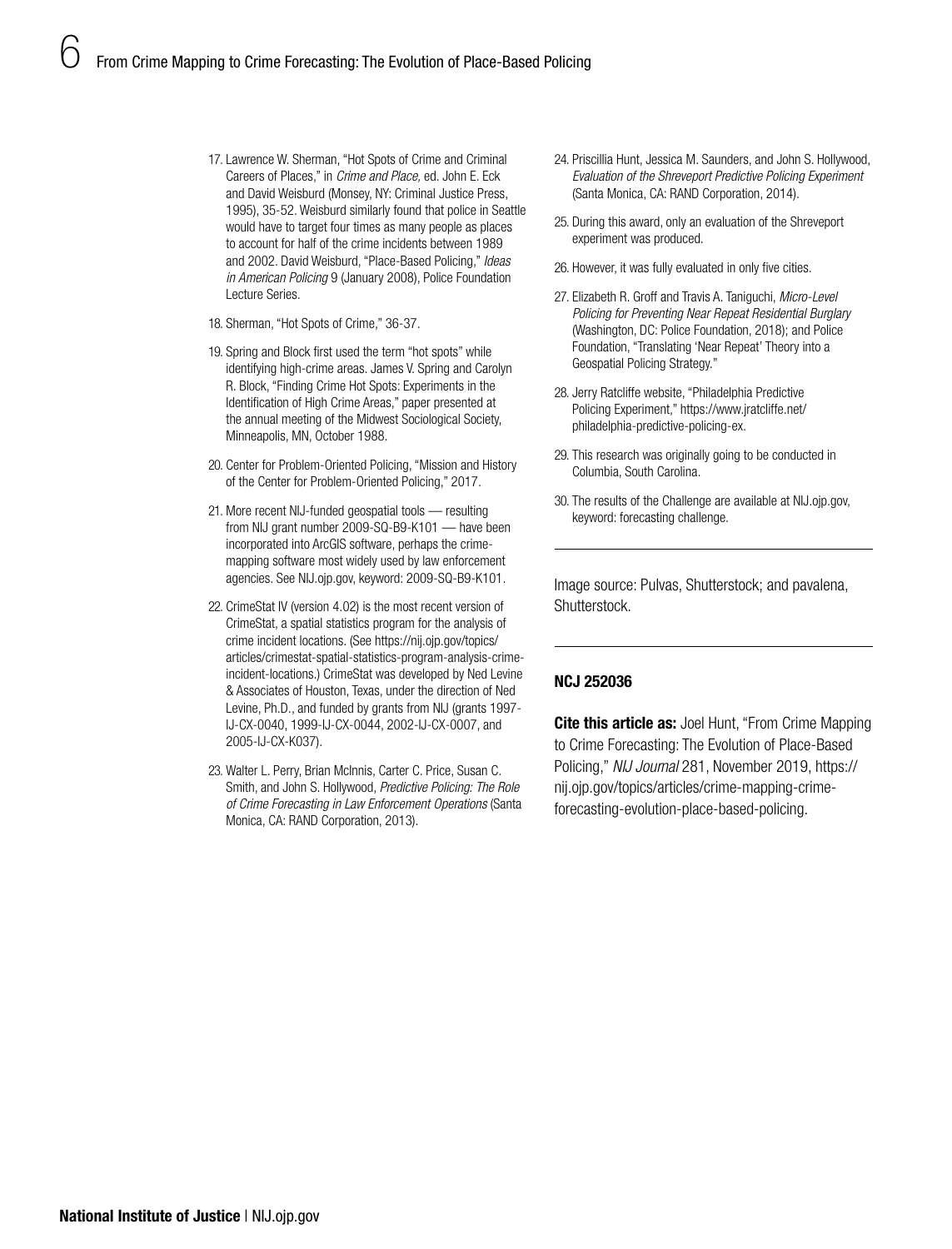17. Lawrence W. Sherman, "Hot Spots of Crime and Criminal Careers of Places," in *Crime and Place,* ed. John E. Eck and David Weisburd (Monsey, NY: Criminal Justice Press, 1995), 35-52. Weisburd similarly found that police in Seattle would have to target four times as many people as places to account for half of the crime incidents between 1989 and 2002. David Weisburd, "Place-Based Policing," *Ideas in American Policing* 9 (January 2008), Police Foundation Lecture Series.

18. Sherman, "Hot Spots of Crime," 36-37.

19. Spring and Block first used the term "hot spots" while identifying high-crime areas. James V. Spring and Carolyn R. Block, "Finding Crime Hot Spots: Experiments in the Identification of High Crime Areas," paper presented at the annual meeting of the Midwest Sociological Society, Minneapolis, MN, October 1988.

20. Center for Problem-Oriented Policing, "Mission and History of the Center for Problem-Oriented Policing," 2017.

21. More recent NIJ-funded geospatial tools — resulting from NIJ grant number 2009-SQ-B9-K101 — have been incorporated into ArcGIS software, perhaps the crime-mapping software most widely used by law enforcement agencies. See NIJ.ojp.gov, keyword: 2009-SQ-B9-K101.

22. CrimeStat IV (version 4.02) is the most recent version of CrimeStat, a spatial statistics program for the analysis of crime incident locations. (See https://nij.ojp.gov/topics/articles/crimestat-spatial-statistics-program-analysis-crime-incident-locations.) CrimeStat was developed by Ned Levine & Associates of Houston, Texas, under the direction of Ned Levine, Ph.D., and funded by grants from NIJ (grants 1997-IJ-CX-0040, 1999-IJ-CX-0044, 2002-IJ-CX-0007, and 2005-IJ-CX-K037).

23. Walter L. Perry, Brian McInnis, Carter C. Price, Susan C. Smith, and John S. Hollywood, *Predictive Policing: The Role of Crime Forecasting in Law Enforcement Operations* (Santa Monica, CA: RAND Corporation, 2013).

24. Priscillia Hunt, Jessica M. Saunders, and John S. Hollywood, *Evaluation of the Shreveport Predictive Policing Experiment* (Santa Monica, CA: RAND Corporation, 2014).

25. During this award, only an evaluation of the Shreveport experiment was produced.

26. However, it was fully evaluated in only five cities.

27. Elizabeth R. Groff and Travis A. Taniguchi, *Micro-Level Policing for Preventing Near Repeat Residential Burglary* (Washington, DC: Police Foundation, 2018); and Police Foundation, "Translating 'Near Repeat' Theory into a Geospatial Policing Strategy."

28. Jerry Ratcliffe website, "Philadelphia Predictive Policing Experiment," https://www.jratcliffe.net/philadelphia-predictive-policing-ex.

29. This research was originally going to be conducted in Columbia, South Carolina.

30. The results of the Challenge are available at NIJ.ojp.gov, keyword: forecasting challenge.

---

Image source: Pulvas, Shutterstock; and pavalena, Shutterstock.

---

**NCJ 252036**

**Cite this article as:** Joel Hunt, "From Crime Mapping to Crime Forecasting: The Evolution of Place-Based Policing," *NIJ Journal* 281, November 2019, https://nij.ojp.gov/topics/articles/crime-mapping-crime-forecasting-evolution-place-based-policing.